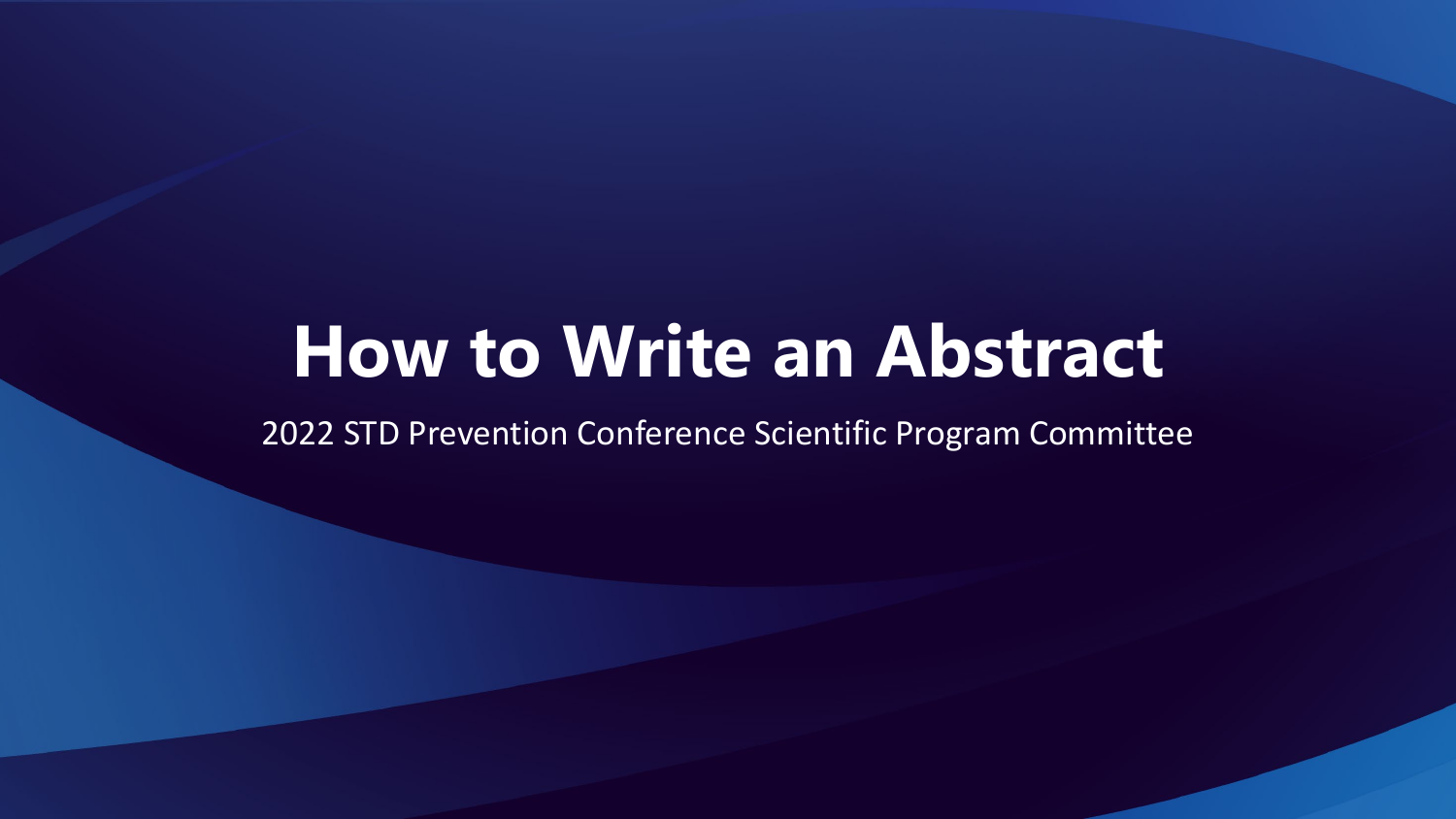# How to Write an Abstract

2022 STD Prevention Conference Scientific Program Committee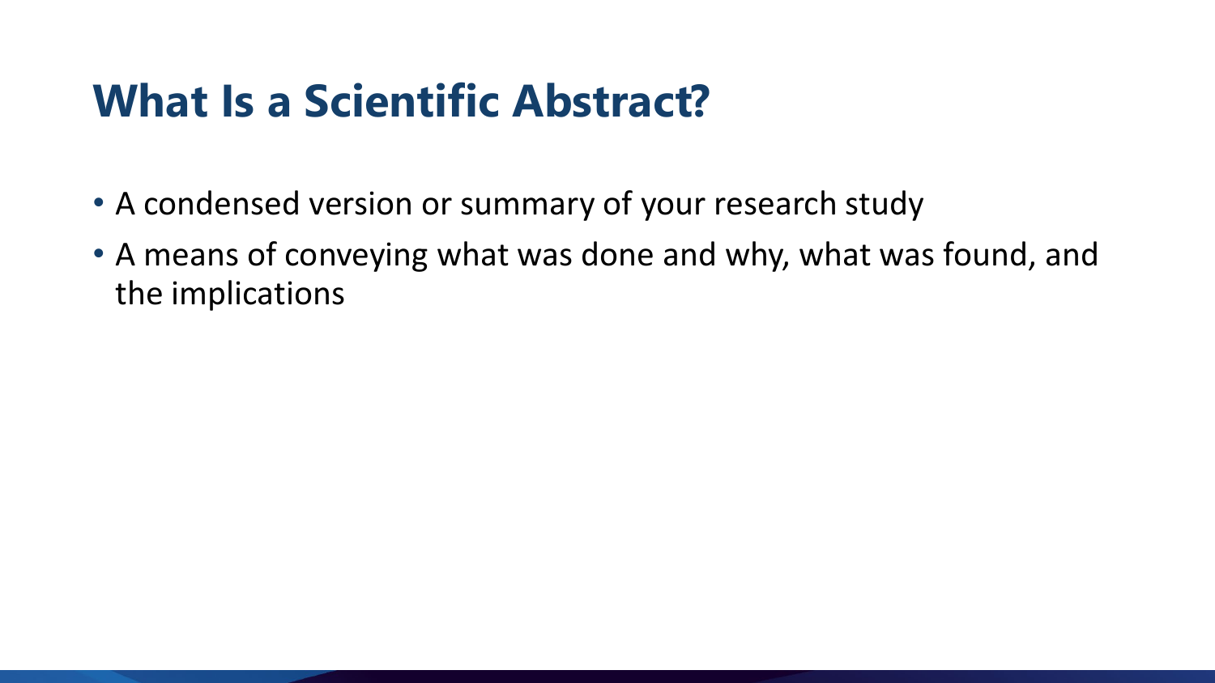# What Is a Scientific Abstract?

- A condensed version or summary of your research study
- A means of conveying what was done and why, what was found, and the implications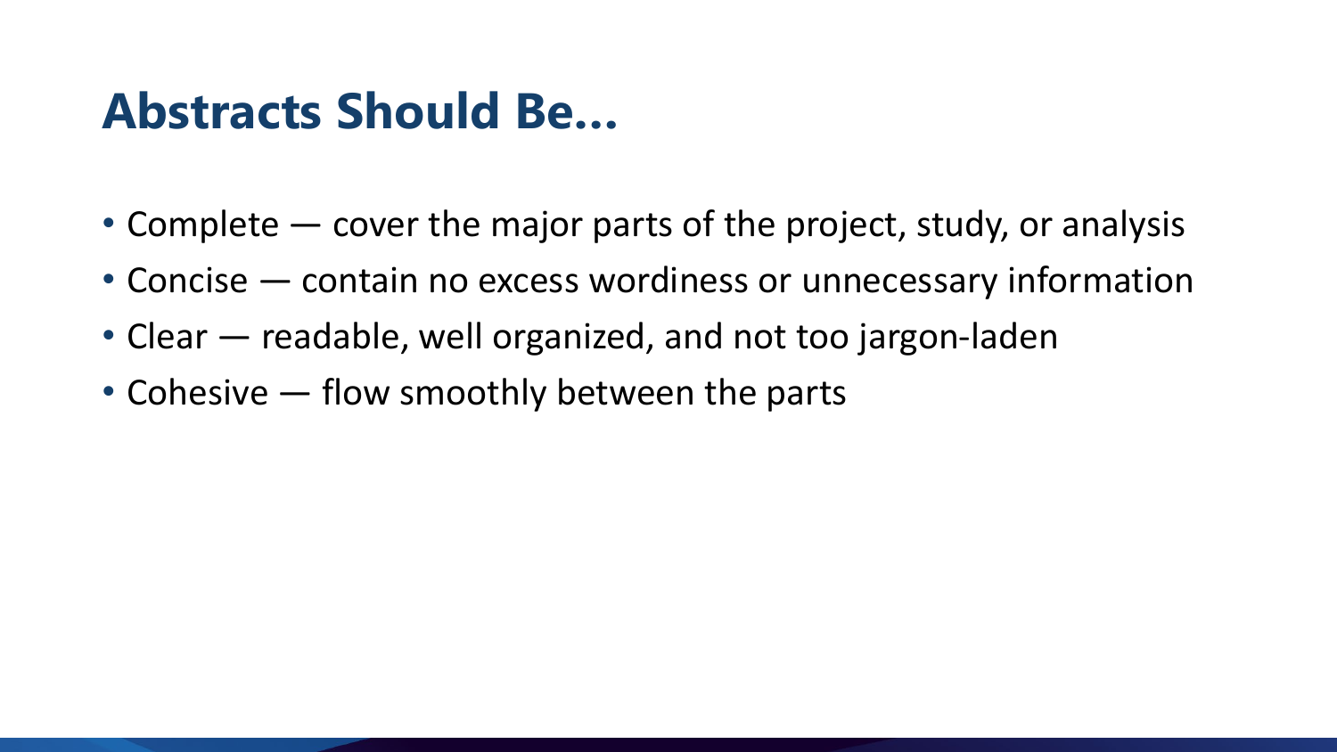# Abstracts Should Be...

- Complete — cover the major parts of the project, study, or analysis
- Concise — contain no excess wordiness or unnecessary information
- Clear — readable, well organized, and not too jargon-laden
- Cohesive — flow smoothly between the parts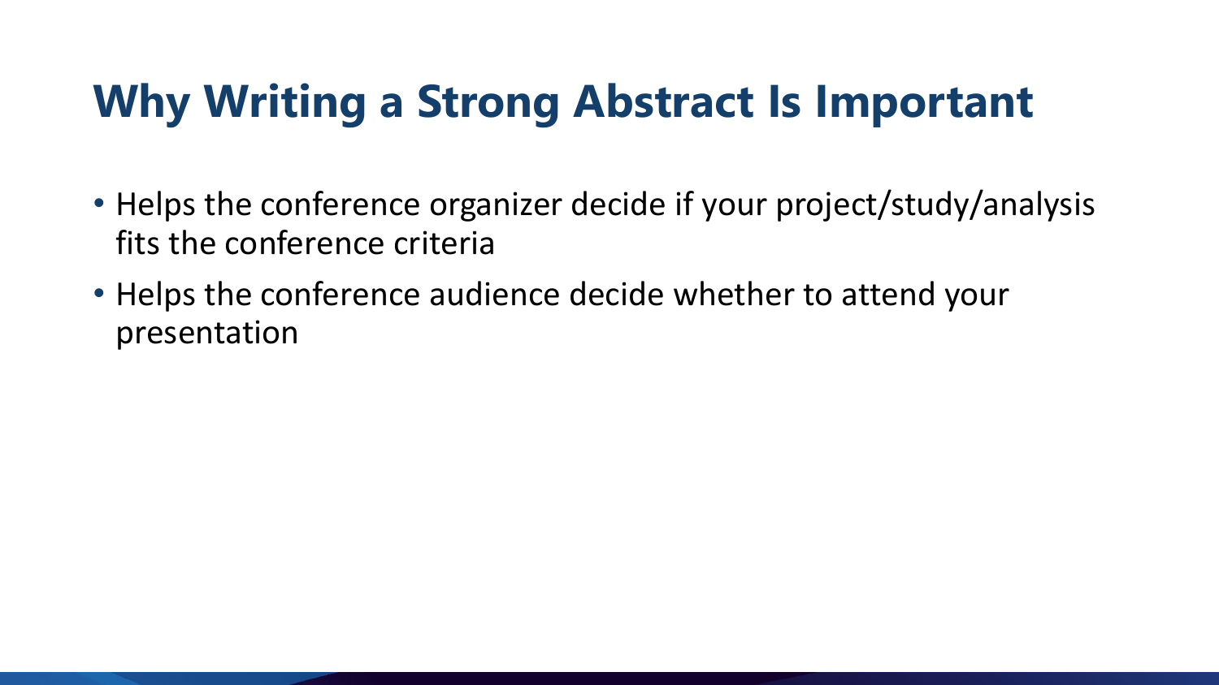# Why Writing a Strong Abstract Is Important

- Helps the conference organizer decide if your project/study/analysis fits the conference criteria
- Helps the conference audience decide whether to attend your presentation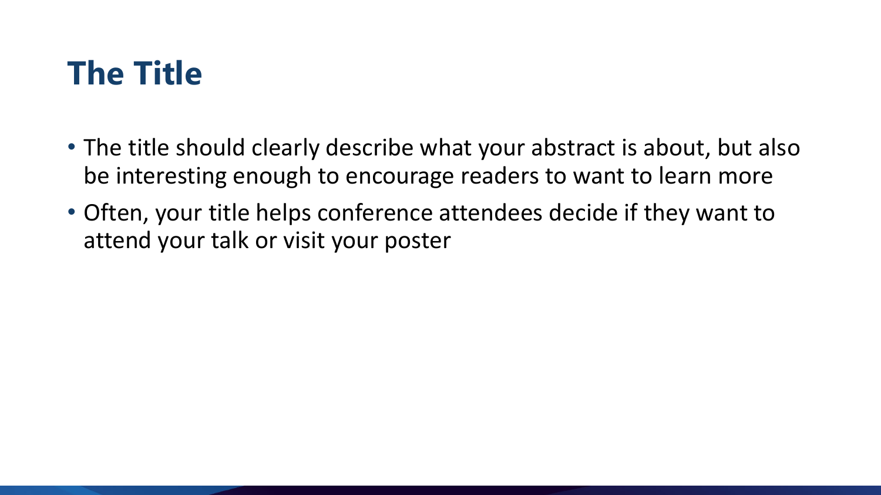# The Title

- The title should clearly describe what your abstract is about, but also be interesting enough to encourage readers to want to learn more
- Often, your title helps conference attendees decide if they want to attend your talk or visit your poster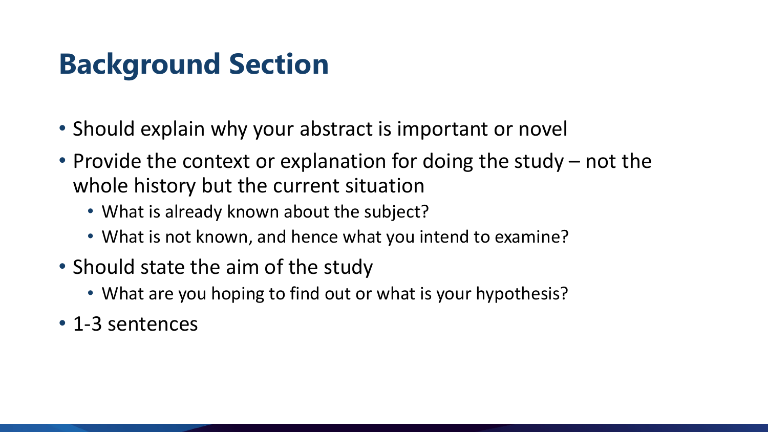# Background Section

- Should explain why your abstract is important or novel
- Provide the context or explanation for doing the study – not the whole history but the current situation
  - What is already known about the subject?
  - What is not known, and hence what you intend to examine?
- Should state the aim of the study
  - What are you hoping to find out or what is your hypothesis?
- 1-3 sentences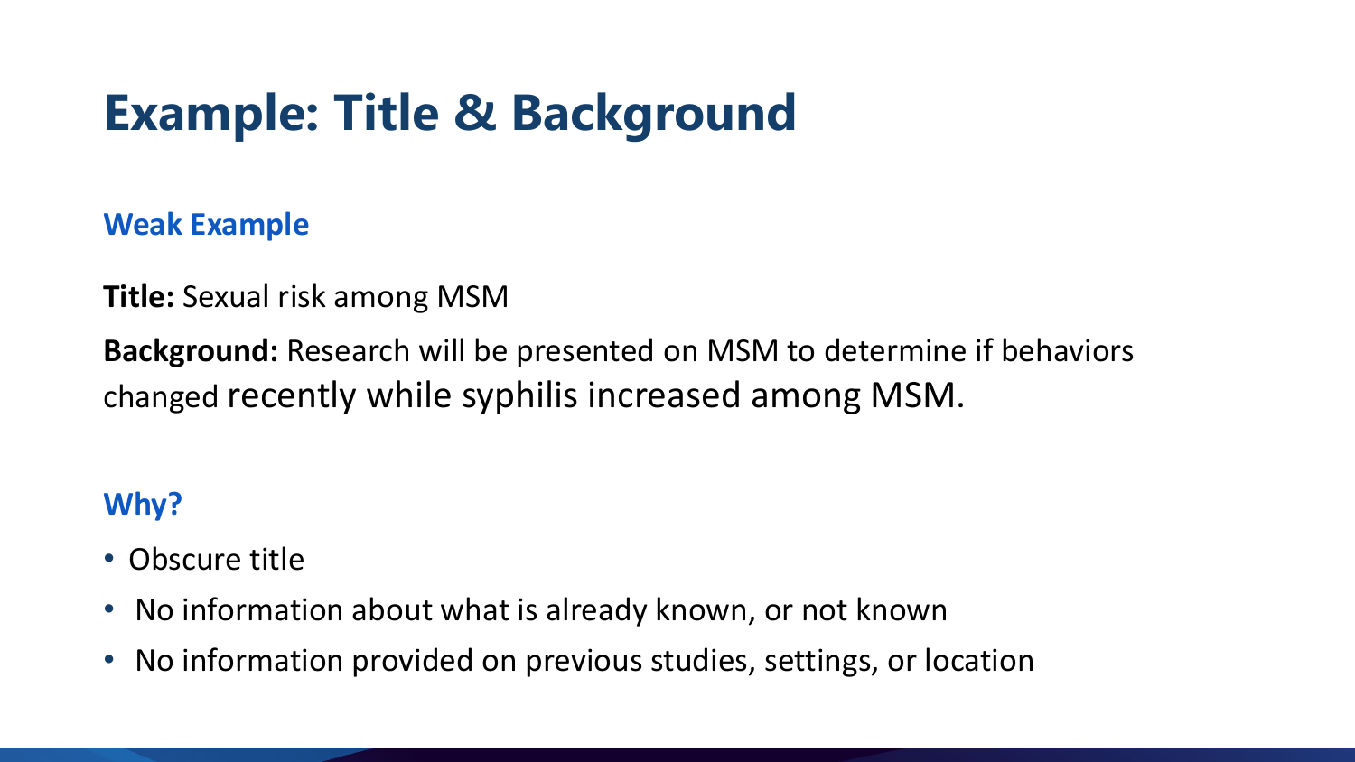# Example: Title & Background

### Weak Example

**Title:** Sexual risk among MSM

**Background:** Research will be presented on MSM to determine if behaviors changed recently while syphilis increased among MSM.

### Why?

- Obscure title
- No information about what is already known, or not known
- No information provided on previous studies, settings, or location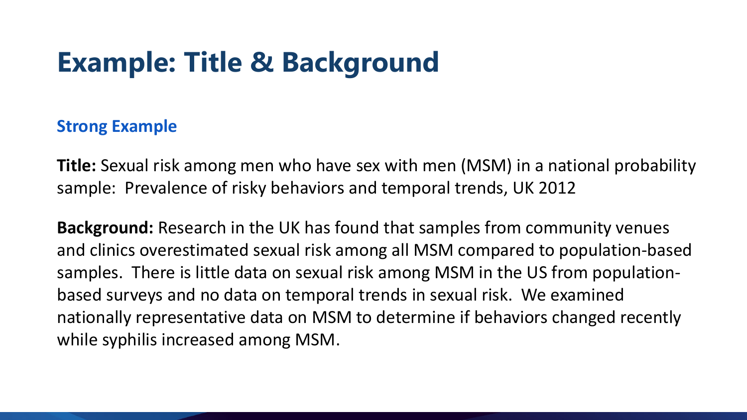# Example: Title & Background

### Strong Example

**Title:** Sexual risk among men who have sex with men (MSM) in a national probability sample: Prevalence of risky behaviors and temporal trends, UK 2012

**Background:** Research in the UK has found that samples from community venues and clinics overestimated sexual risk among all MSM compared to population-based samples. There is little data on sexual risk among MSM in the US from population-based surveys and no data on temporal trends in sexual risk. We examined nationally representative data on MSM to determine if behaviors changed recently while syphilis increased among MSM.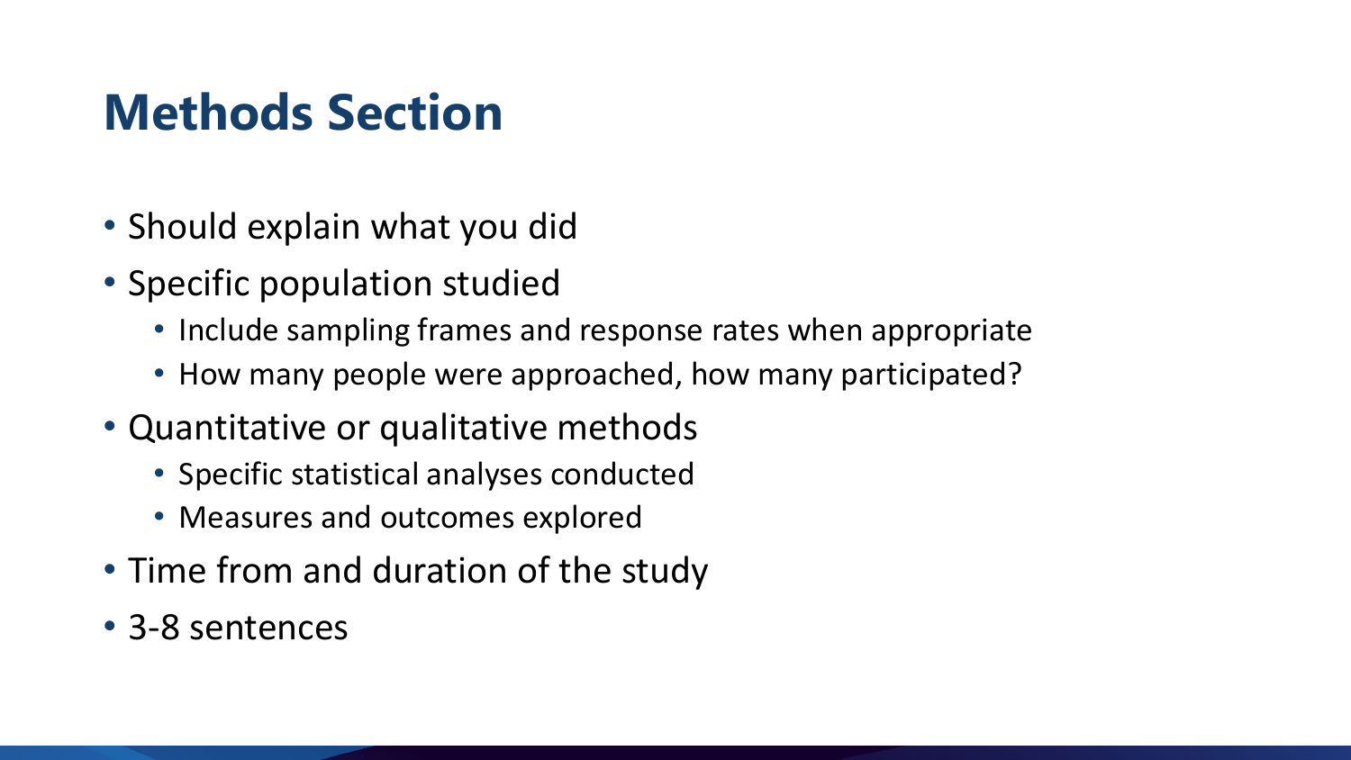# Methods Section

- Should explain what you did
- Specific population studied
  - Include sampling frames and response rates when appropriate
  - How many people were approached, how many participated?
- Quantitative or qualitative methods
  - Specific statistical analyses conducted
  - Measures and outcomes explored
- Time from and duration of the study
- 3-8 sentences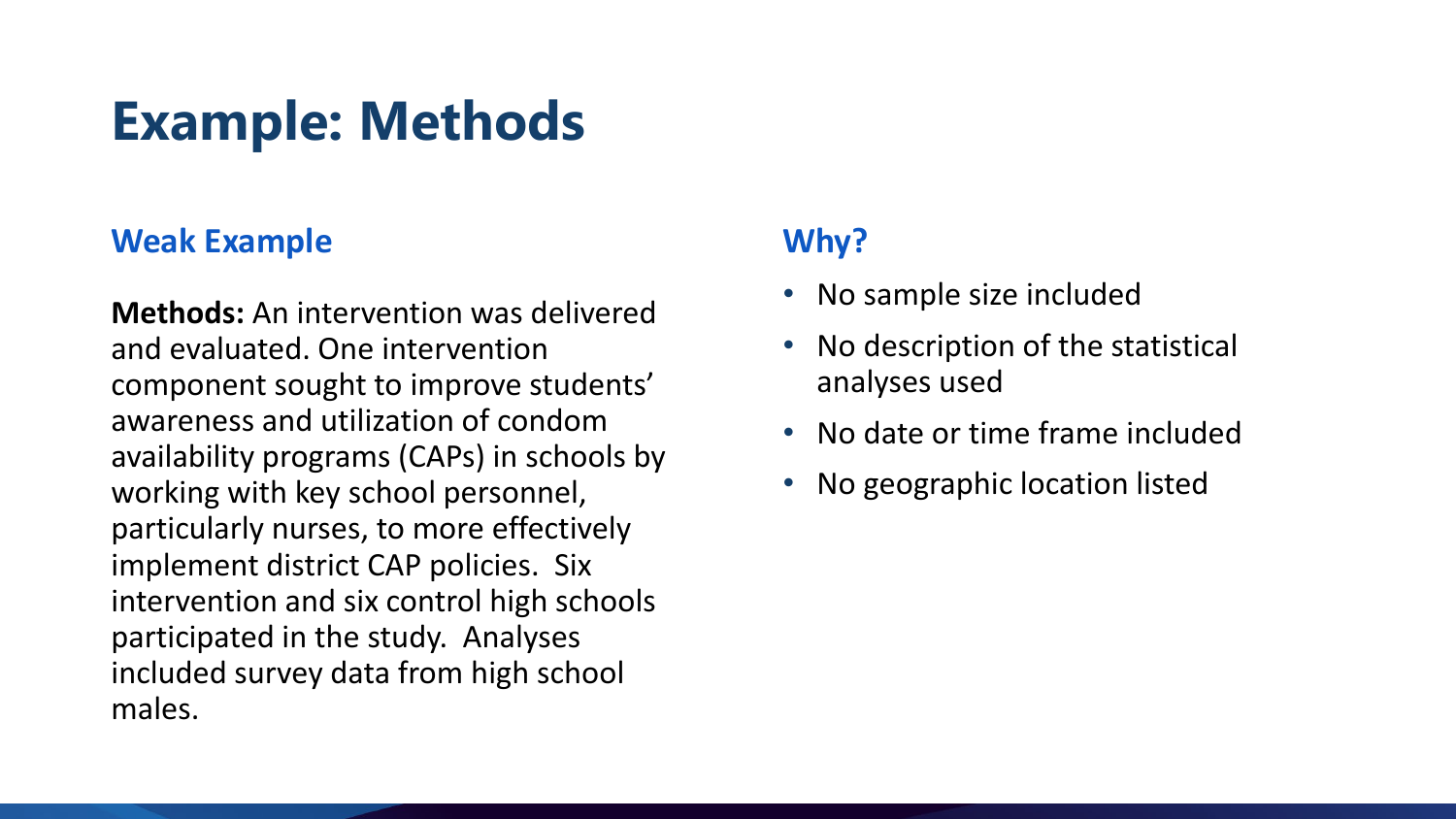# Example: Methods

### Weak Example

**Methods:** An intervention was delivered and evaluated. One intervention component sought to improve students' awareness and utilization of condom availability programs (CAPs) in schools by working with key school personnel, particularly nurses, to more effectively implement district CAP policies. Six intervention and six control high schools participated in the study. Analyses included survey data from high school males.

### Why?

- No sample size included
- No description of the statistical analyses used
- No date or time frame included
- No geographic location listed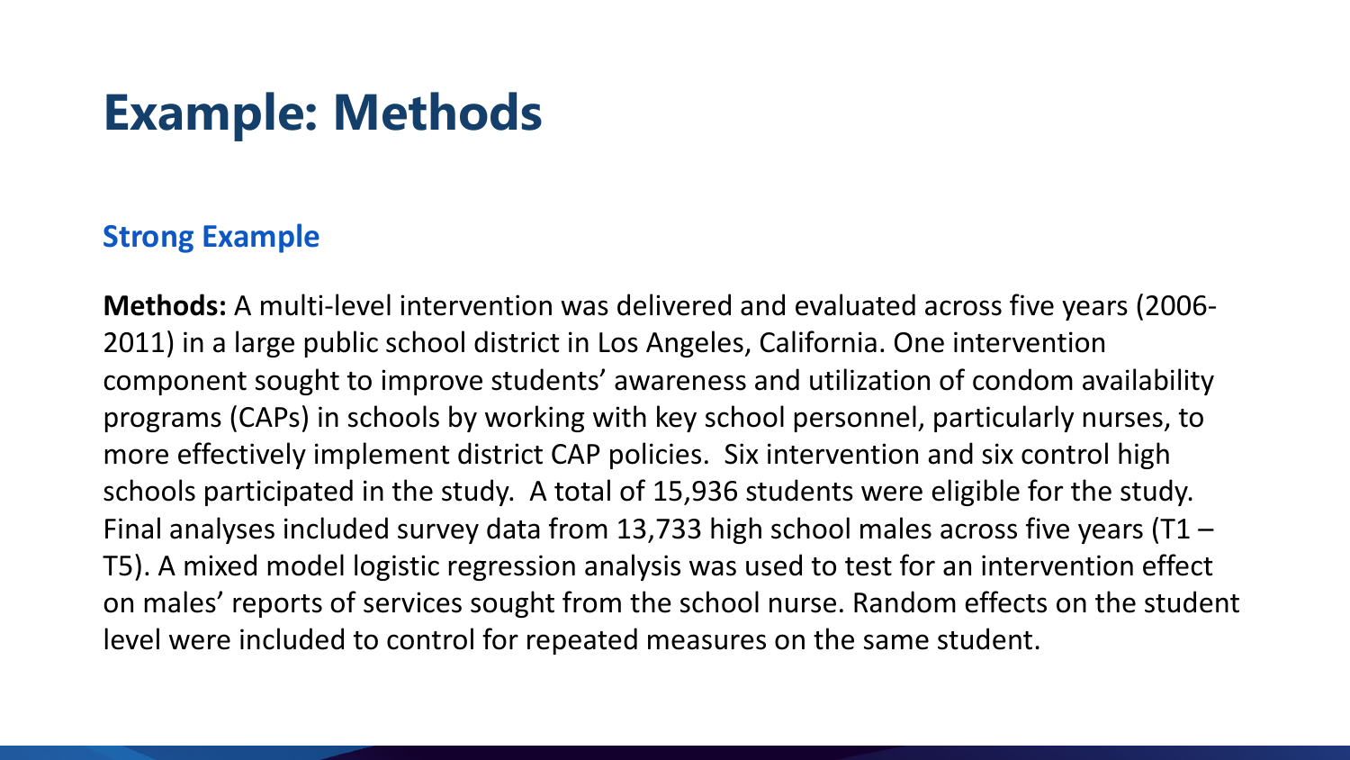# Example: Methods

### Strong Example

**Methods:** A multi-level intervention was delivered and evaluated across five years (2006-2011) in a large public school district in Los Angeles, California. One intervention component sought to improve students' awareness and utilization of condom availability programs (CAPs) in schools by working with key school personnel, particularly nurses, to more effectively implement district CAP policies. Six intervention and six control high schools participated in the study. A total of 15,936 students were eligible for the study. Final analyses included survey data from 13,733 high school males across five years (T1 – T5). A mixed model logistic regression analysis was used to test for an intervention effect on males' reports of services sought from the school nurse. Random effects on the student level were included to control for repeated measures on the same student.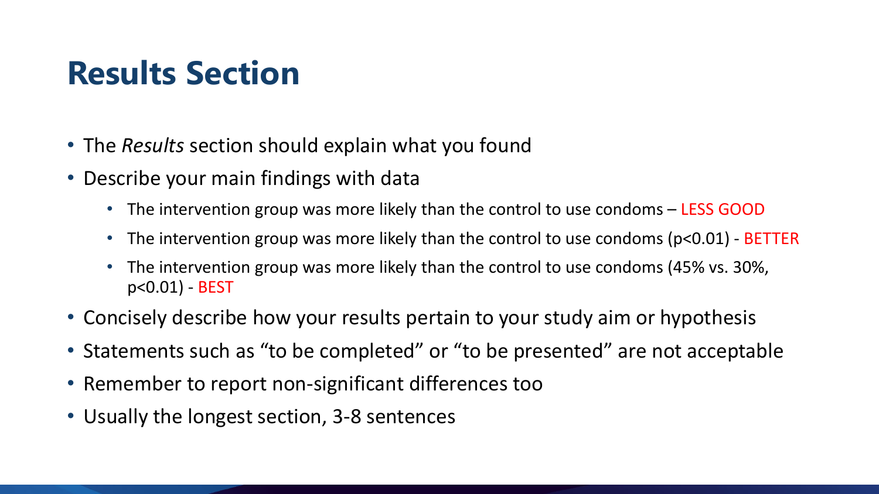# Results Section

- The *Results* section should explain what you found
- Describe your main findings with data
  - The intervention group was more likely than the control to use condoms – LESS GOOD
  - The intervention group was more likely than the control to use condoms ($p<0.01$) - BETTER
  - The intervention group was more likely than the control to use condoms (45% vs. 30%, $p<0.01$) - BEST
- Concisely describe how your results pertain to your study aim or hypothesis
- Statements such as "to be completed" or "to be presented" are not acceptable
- Remember to report non-significant differences too
- Usually the longest section, 3-8 sentences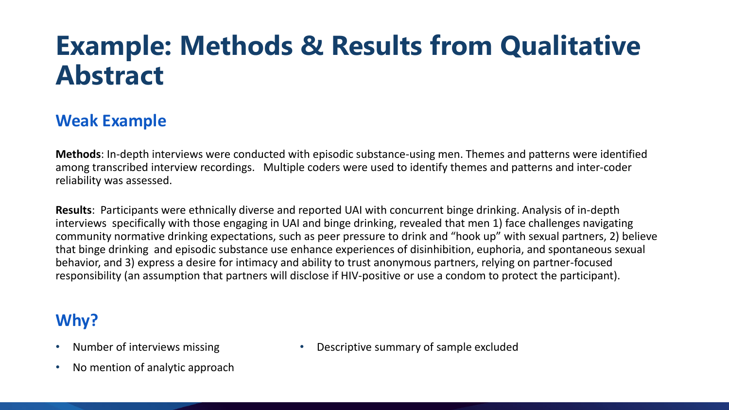# Example: Methods & Results from Qualitative Abstract

## Weak Example

**Methods**: In-depth interviews were conducted with episodic substance-using men. Themes and patterns were identified among transcribed interview recordings. Multiple coders were used to identify themes and patterns and inter-coder reliability was assessed.

**Results**: Participants were ethnically diverse and reported UAI with concurrent binge drinking. Analysis of in-depth interviews specifically with those engaging in UAI and binge drinking, revealed that men 1) face challenges navigating community normative drinking expectations, such as peer pressure to drink and "hook up" with sexual partners, 2) believe that binge drinking and episodic substance use enhance experiences of disinhibition, euphoria, and spontaneous sexual behavior, and 3) express a desire for intimacy and ability to trust anonymous partners, relying on partner-focused responsibility (an assumption that partners will disclose if HIV-positive or use a condom to protect the participant).

## Why?

- Number of interviews missing
- No mention of analytic approach
- Descriptive summary of sample excluded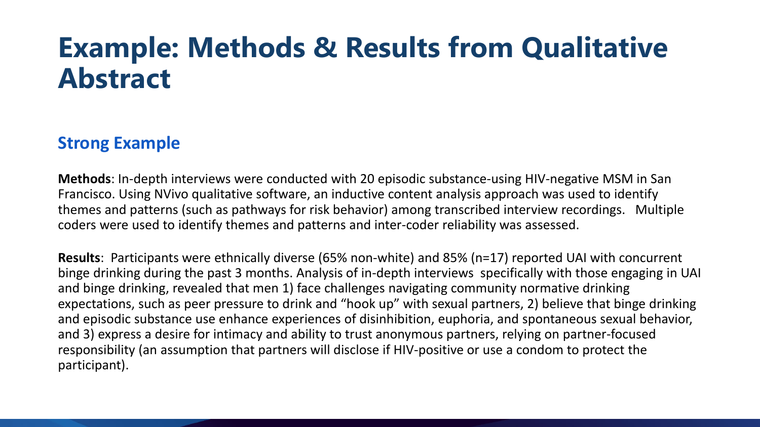# Example: Methods & Results from Qualitative Abstract

## Strong Example

**Methods**: In-depth interviews were conducted with 20 episodic substance-using HIV-negative MSM in San Francisco. Using NVivo qualitative software, an inductive content analysis approach was used to identify themes and patterns (such as pathways for risk behavior) among transcribed interview recordings. Multiple coders were used to identify themes and patterns and inter-coder reliability was assessed.

**Results**: Participants were ethnically diverse (65% non-white) and 85% (n=17) reported UAI with concurrent binge drinking during the past 3 months. Analysis of in-depth interviews specifically with those engaging in UAI and binge drinking, revealed that men 1) face challenges navigating community normative drinking expectations, such as peer pressure to drink and "hook up" with sexual partners, 2) believe that binge drinking and episodic substance use enhance experiences of disinhibition, euphoria, and spontaneous sexual behavior, and 3) express a desire for intimacy and ability to trust anonymous partners, relying on partner-focused responsibility (an assumption that partners will disclose if HIV-positive or use a condom to protect the participant).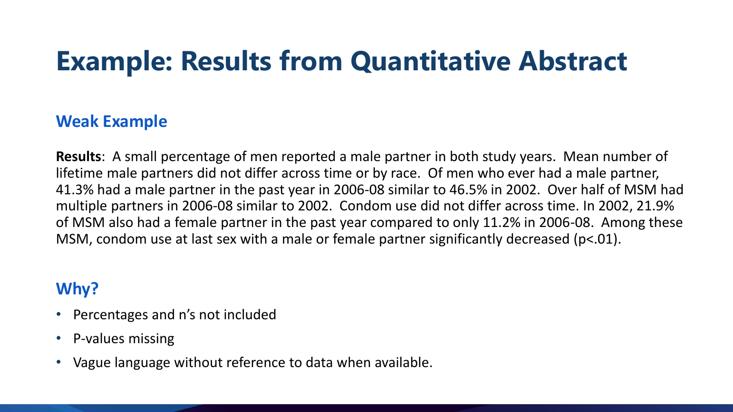# Example: Results from Quantitative Abstract

## Weak Example

**Results**: A small percentage of men reported a male partner in both study years. Mean number of lifetime male partners did not differ across time or by race. Of men who ever had a male partner, 41.3% had a male partner in the past year in 2006-08 similar to 46.5% in 2002. Over half of MSM had multiple partners in 2006-08 similar to 2002. Condom use did not differ across time. In 2002, 21.9% of MSM also had a female partner in the past year compared to only 11.2% in 2006-08. Among these MSM, condom use at last sex with a male or female partner significantly decreased ($p<.01$).

## Why?

- Percentages and n's not included
- P-values missing
- Vague language without reference to data when available.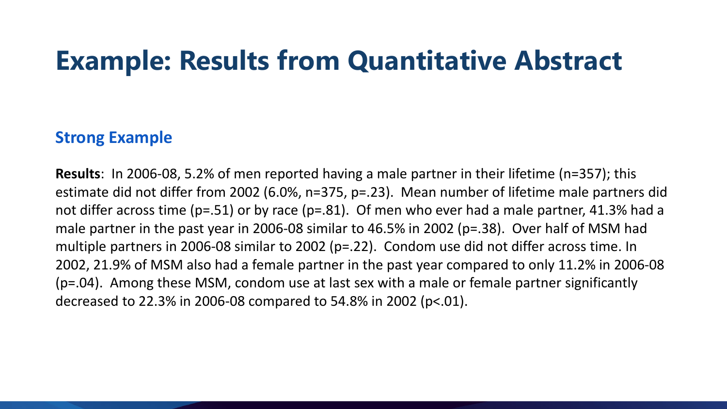# Example: Results from Quantitative Abstract

### Strong Example

**Results**: In 2006-08, 5.2% of men reported having a male partner in their lifetime (n=357); this estimate did not differ from 2002 (6.0%, n=375, p=.23). Mean number of lifetime male partners did not differ across time (p=.51) or by race (p=.81). Of men who ever had a male partner, 41.3% had a male partner in the past year in 2006-08 similar to 46.5% in 2002 (p=.38). Over half of MSM had multiple partners in 2006-08 similar to 2002 (p=.22). Condom use did not differ across time. In 2002, 21.9% of MSM also had a female partner in the past year compared to only 11.2% in 2006-08 (p=.04). Among these MSM, condom use at last sex with a male or female partner significantly decreased to 22.3% in 2006-08 compared to 54.8% in 2002 (p<.01).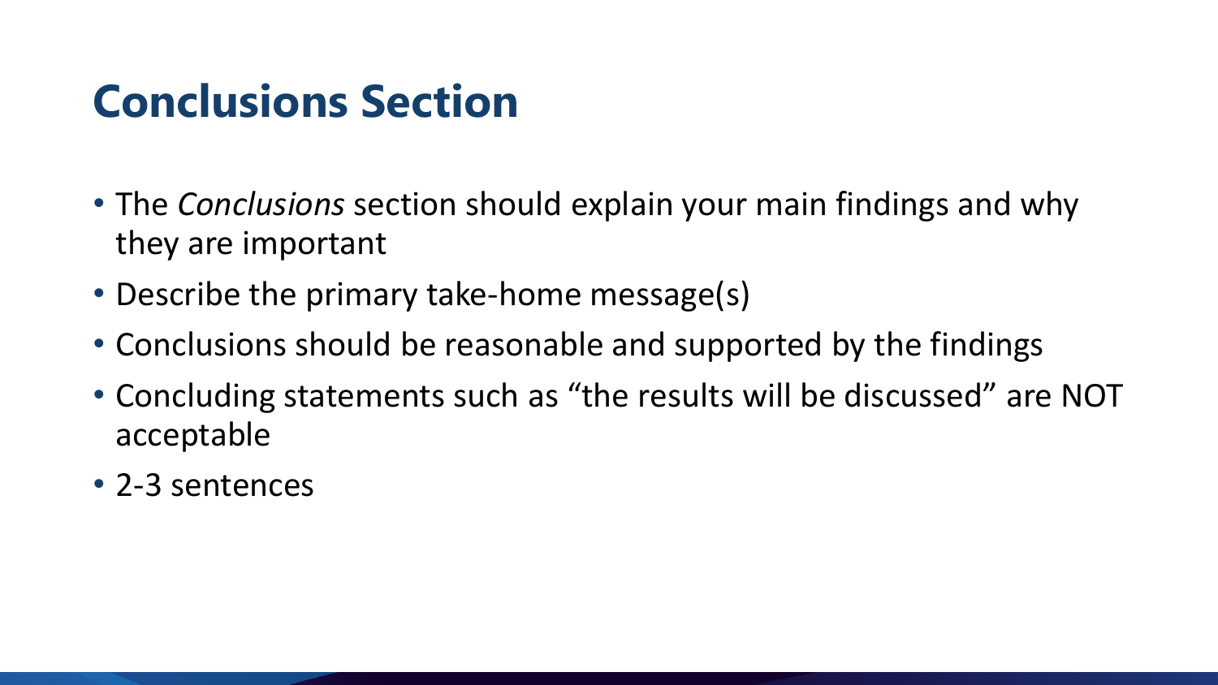# Conclusions Section

- The *Conclusions* section should explain your main findings and why they are important
- Describe the primary take-home message(s)
- Conclusions should be reasonable and supported by the findings
- Concluding statements such as "the results will be discussed" are NOT acceptable
- 2-3 sentences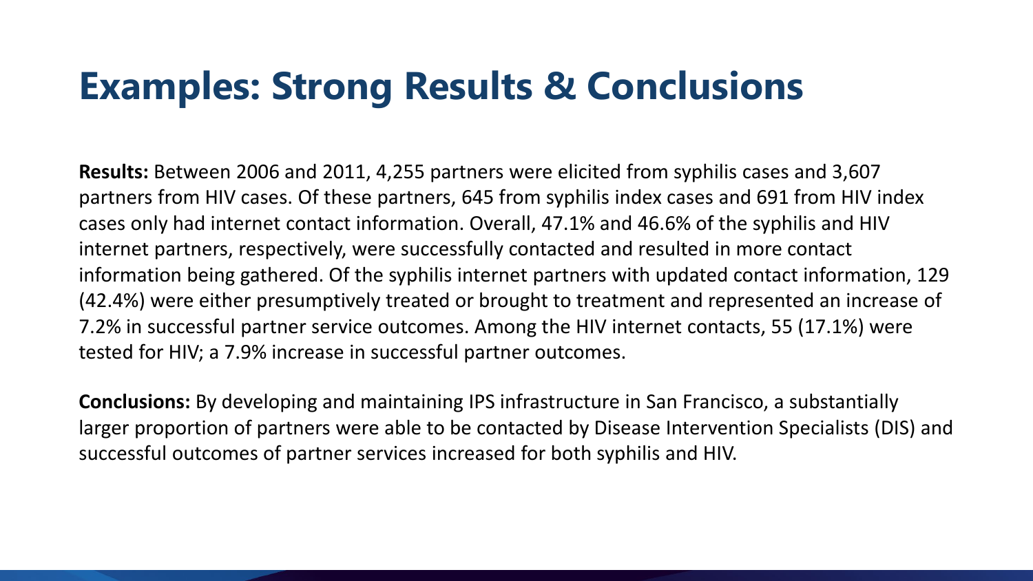# Examples: Strong Results & Conclusions

**Results:** Between 2006 and 2011, 4,255 partners were elicited from syphilis cases and 3,607 partners from HIV cases. Of these partners, 645 from syphilis index cases and 691 from HIV index cases only had internet contact information. Overall, 47.1% and 46.6% of the syphilis and HIV internet partners, respectively, were successfully contacted and resulted in more contact information being gathered. Of the syphilis internet partners with updated contact information, 129 (42.4%) were either presumptively treated or brought to treatment and represented an increase of 7.2% in successful partner service outcomes. Among the HIV internet contacts, 55 (17.1%) were tested for HIV; a 7.9% increase in successful partner outcomes.

**Conclusions:** By developing and maintaining IPS infrastructure in San Francisco, a substantially larger proportion of partners were able to be contacted by Disease Intervention Specialists (DIS) and successful outcomes of partner services increased for both syphilis and HIV.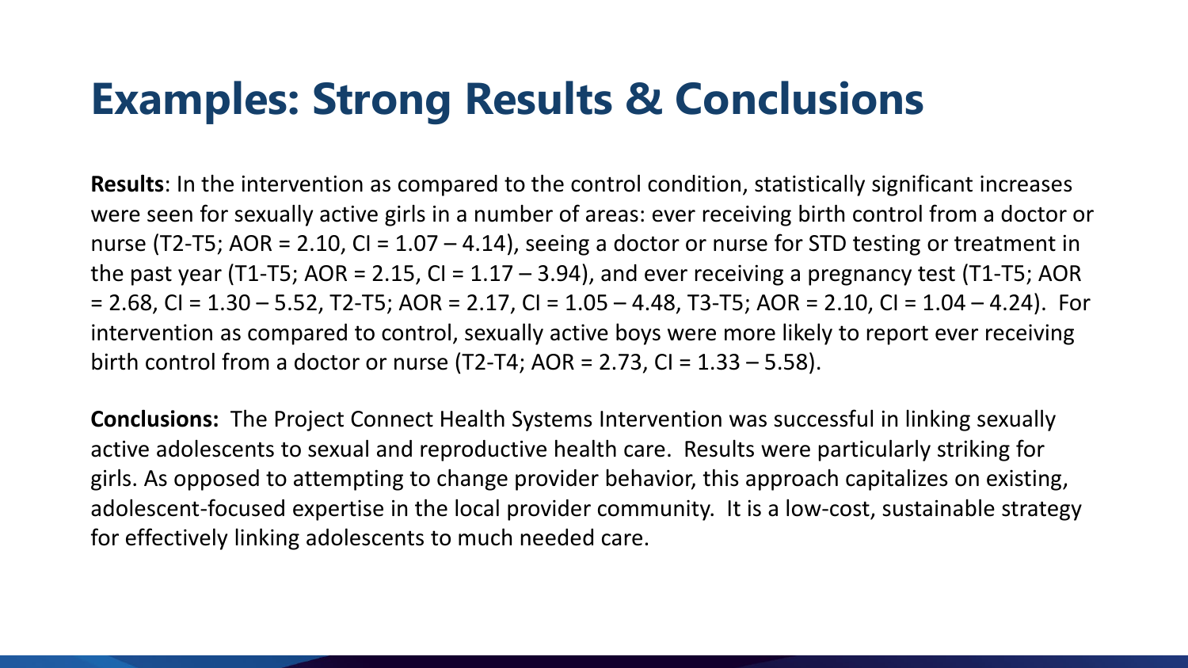# Examples: Strong Results & Conclusions

**Results**: In the intervention as compared to the control condition, statistically significant increases were seen for sexually active girls in a number of areas: ever receiving birth control from a doctor or nurse (T2-T5; AOR = 2.10, CI = 1.07 – 4.14), seeing a doctor or nurse for STD testing or treatment in the past year (T1-T5; AOR = 2.15, CI = 1.17 – 3.94), and ever receiving a pregnancy test (T1-T5; AOR = 2.68, CI = 1.30 – 5.52, T2-T5; AOR = 2.17, CI = 1.05 – 4.48, T3-T5; AOR = 2.10, CI = 1.04 – 4.24). For intervention as compared to control, sexually active boys were more likely to report ever receiving birth control from a doctor or nurse (T2-T4; AOR = 2.73, CI = 1.33 – 5.58).

**Conclusions:** The Project Connect Health Systems Intervention was successful in linking sexually active adolescents to sexual and reproductive health care. Results were particularly striking for girls. As opposed to attempting to change provider behavior, this approach capitalizes on existing, adolescent-focused expertise in the local provider community. It is a low-cost, sustainable strategy for effectively linking adolescents to much needed care.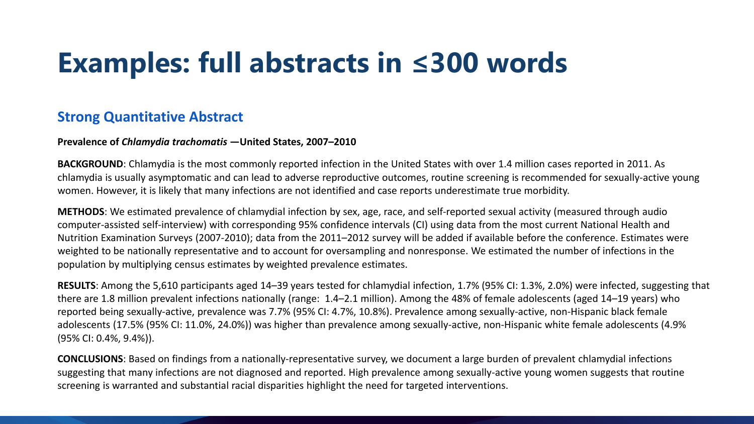# Examples: full abstracts in ≤300 words

## Strong Quantitative Abstract

**Prevalence of *Chlamydia trachomatis* —United States, 2007–2010**

**BACKGROUND**: Chlamydia is the most commonly reported infection in the United States with over 1.4 million cases reported in 2011. As chlamydia is usually asymptomatic and can lead to adverse reproductive outcomes, routine screening is recommended for sexually-active young women. However, it is likely that many infections are not identified and case reports underestimate true morbidity.

**METHODS**: We estimated prevalence of chlamydial infection by sex, age, race, and self-reported sexual activity (measured through audio computer-assisted self-interview) with corresponding 95% confidence intervals (CI) using data from the most current National Health and Nutrition Examination Surveys (2007-2010); data from the 2011–2012 survey will be added if available before the conference. Estimates were weighted to be nationally representative and to account for oversampling and nonresponse. We estimated the number of infections in the population by multiplying census estimates by weighted prevalence estimates.

**RESULTS**: Among the 5,610 participants aged 14–39 years tested for chlamydial infection, 1.7% (95% CI: 1.3%, 2.0%) were infected, suggesting that there are 1.8 million prevalent infections nationally (range: 1.4–2.1 million). Among the 48% of female adolescents (aged 14–19 years) who reported being sexually-active, prevalence was 7.7% (95% CI: 4.7%, 10.8%). Prevalence among sexually-active, non-Hispanic black female adolescents (17.5% (95% CI: 11.0%, 24.0%)) was higher than prevalence among sexually-active, non-Hispanic white female adolescents (4.9% (95% CI: 0.4%, 9.4%)).

**CONCLUSIONS**: Based on findings from a nationally-representative survey, we document a large burden of prevalent chlamydial infections suggesting that many infections are not diagnosed and reported. High prevalence among sexually-active young women suggests that routine screening is warranted and substantial racial disparities highlight the need for targeted interventions.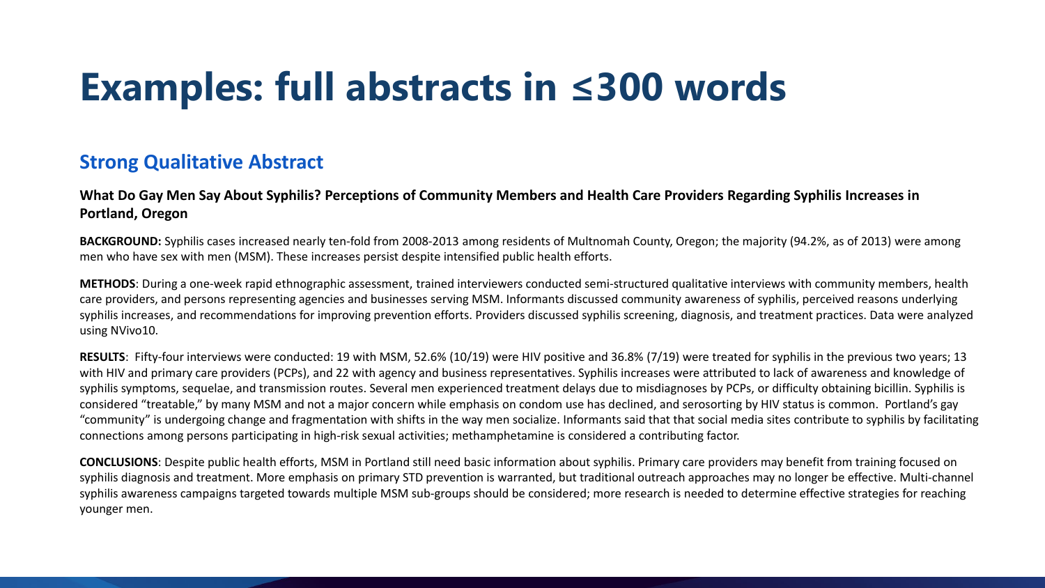# Examples: full abstracts in ≤300 words

## Strong Qualitative Abstract

**What Do Gay Men Say About Syphilis? Perceptions of Community Members and Health Care Providers Regarding Syphilis Increases in Portland, Oregon**

**BACKGROUND:** Syphilis cases increased nearly ten-fold from 2008-2013 among residents of Multnomah County, Oregon; the majority (94.2%, as of 2013) were among men who have sex with men (MSM). These increases persist despite intensified public health efforts.

**METHODS**: During a one-week rapid ethnographic assessment, trained interviewers conducted semi-structured qualitative interviews with community members, health care providers, and persons representing agencies and businesses serving MSM. Informants discussed community awareness of syphilis, perceived reasons underlying syphilis increases, and recommendations for improving prevention efforts. Providers discussed syphilis screening, diagnosis, and treatment practices. Data were analyzed using NVivo10.

**RESULTS**: Fifty-four interviews were conducted: 19 with MSM, 52.6% (10/19) were HIV positive and 36.8% (7/19) were treated for syphilis in the previous two years; 13 with HIV and primary care providers (PCPs), and 22 with agency and business representatives. Syphilis increases were attributed to lack of awareness and knowledge of syphilis symptoms, sequelae, and transmission routes. Several men experienced treatment delays due to misdiagnoses by PCPs, or difficulty obtaining bicillin. Syphilis is considered "treatable," by many MSM and not a major concern while emphasis on condom use has declined, and serosorting by HIV status is common. Portland's gay "community" is undergoing change and fragmentation with shifts in the way men socialize. Informants said that that social media sites contribute to syphilis by facilitating connections among persons participating in high-risk sexual activities; methamphetamine is considered a contributing factor.

**CONCLUSIONS**: Despite public health efforts, MSM in Portland still need basic information about syphilis. Primary care providers may benefit from training focused on syphilis diagnosis and treatment. More emphasis on primary STD prevention is warranted, but traditional outreach approaches may no longer be effective. Multi-channel syphilis awareness campaigns targeted towards multiple MSM sub-groups should be considered; more research is needed to determine effective strategies for reaching younger men.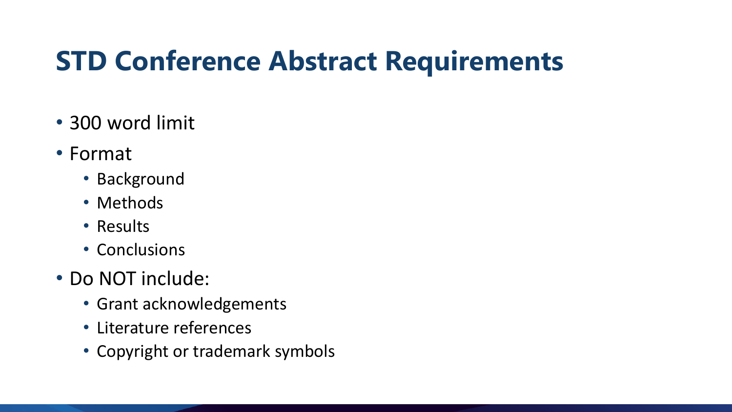# STD Conference Abstract Requirements

- 300 word limit
- Format
  - Background
  - Methods
  - Results
  - Conclusions
- Do NOT include:
  - Grant acknowledgements
  - Literature references
  - Copyright or trademark symbols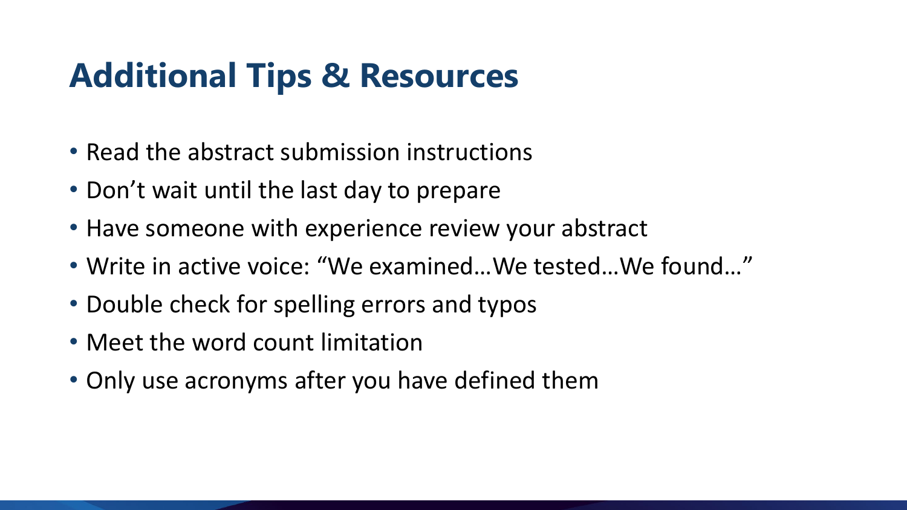# Additional Tips & Resources

- Read the abstract submission instructions
- Don’t wait until the last day to prepare
- Have someone with experience review your abstract
- Write in active voice: “We examined…We tested…We found…”
- Double check for spelling errors and typos
- Meet the word count limitation
- Only use acronyms after you have defined them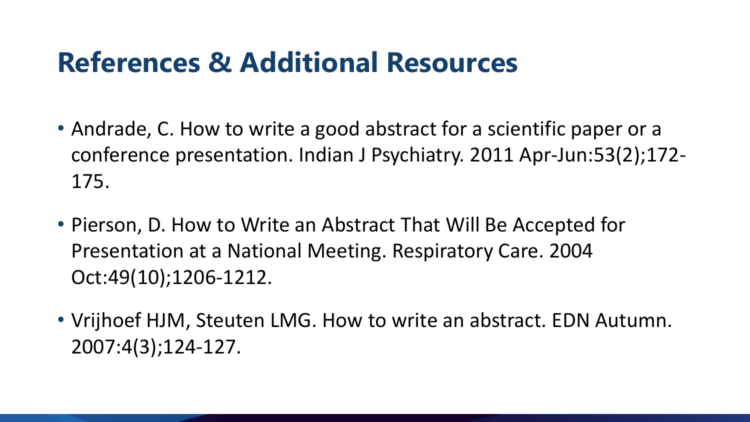# References & Additional Resources

- Andrade, C. How to write a good abstract for a scientific paper or a conference presentation. Indian J Psychiatry. 2011 Apr-Jun:53(2);172-175.
- Pierson, D. How to Write an Abstract That Will Be Accepted for Presentation at a National Meeting. Respiratory Care. 2004 Oct:49(10);1206-1212.
- Vrijhoef HJM, Steuten LMG. How to write an abstract. EDN Autumn. 2007:4(3);124-127.